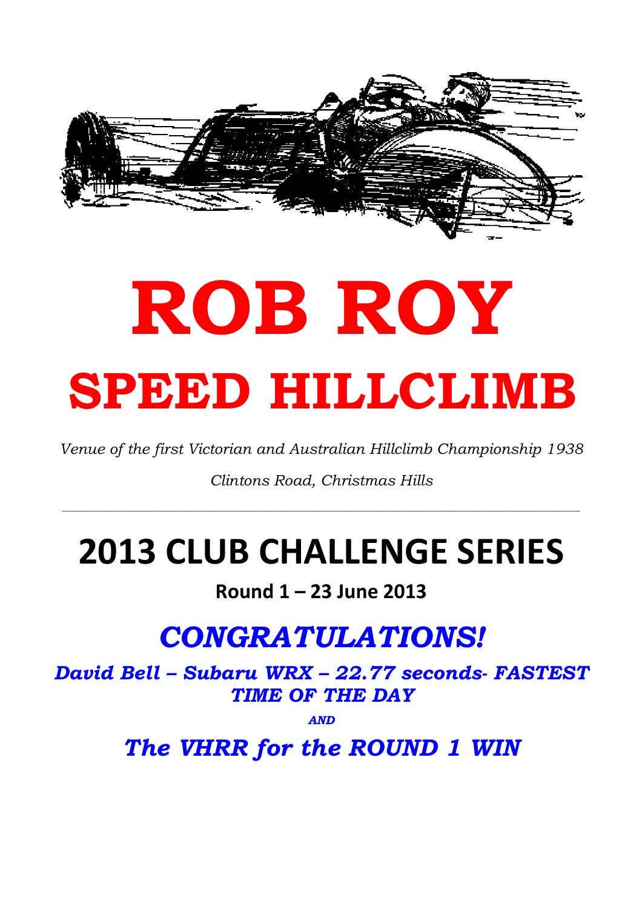# ROB ROY

# SPEED HILLCLIMB

*Venue of the first Victorian and Australian Hillclimb Championship 1938*

*Clintons Road, Christmas Hills*

---

## 2013 CLUB CHALLENGE SERIES

**Round 1 – 23 June 2013**

## *CONGRATULATIONS!*

***David Bell – Subaru WRX – 22.77 seconds- FASTEST TIME OF THE DAY***

***AND***

## *The VHRR for the ROUND 1 WIN*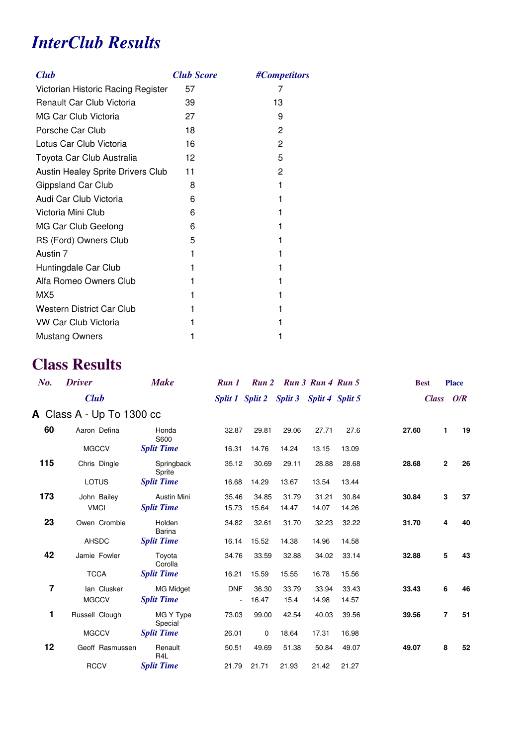# InterClub Results

| Club | Club Score | #Competitors |
|---|---|---|
| Victorian Historic Racing Register | 57 | 7 |
| Renault Car Club Victoria | 39 | 13 |
| MG Car Club Victoria | 27 | 9 |
| Porsche Car Club | 18 | 2 |
| Lotus Car Club Victoria | 16 | 2 |
| Toyota Car Club Australia | 12 | 5 |
| Austin Healey Sprite Drivers Club | 11 | 2 |
| Gippsland Car Club | 8 | 1 |
| Audi Car Club Victoria | 6 | 1 |
| Victoria Mini Club | 6 | 1 |
| MG Car Club Geelong | 6 | 1 |
| RS (Ford) Owners Club | 5 | 1 |
| Austin 7 | 1 | 1 |
| Huntingdale Car Club | 1 | 1 |
| Alfa Romeo Owners Club | 1 | 1 |
| MX5 | 1 | 1 |
| Western District Car Club | 1 | 1 |
| VW Car Club Victoria | 1 | 1 |
| Mustang Owners | 1 | 1 |

# Class Results

## A Class A - Up To 1300 cc

| No. | Driver / Club | Make | Run 1 / Split 1 | Run 2 / Split 2 | Run 3 / Split 3 | Run 4 / Split 4 | Run 5 / Split 5 | Best | Place Class | Place O/R |
|---|---|---|---|---|---|---|---|---|---|---|
| **60** | Aaron Defina | Honda S600 | 32.87 | 29.81 | 29.06 | 27.71 | 27.6 | **27.60** | **1** | **19** |
| | MGCCV | *Split Time* | 16.31 | 14.76 | 14.24 | 13.15 | 13.09 | | | |
| **115** | Chris Dingle | Springback Sprite | 35.12 | 30.69 | 29.11 | 28.88 | 28.68 | **28.68** | **2** | **26** |
| | LOTUS | *Split Time* | 16.68 | 14.29 | 13.67 | 13.54 | 13.44 | | | |
| **173** | John Bailey | Austin Mini | 35.46 | 34.85 | 31.79 | 31.21 | 30.84 | **30.84** | **3** | **37** |
| | VMCI | *Split Time* | 15.73 | 15.64 | 14.47 | 14.07 | 14.26 | | | |
| **23** | Owen Crombie | Holden Barina | 34.82 | 32.61 | 31.70 | 32.23 | 32.22 | **31.70** | **4** | **40** |
| | AHSDC | *Split Time* | 16.14 | 15.52 | 14.38 | 14.96 | 14.58 | | | |
| **42** | Jamie Fowler | Toyota Corolla | 34.76 | 33.59 | 32.88 | 34.02 | 33.14 | **32.88** | **5** | **43** |
| | TCCA | *Split Time* | 16.21 | 15.59 | 15.55 | 16.78 | 15.56 | | | |
| **7** | Ian Clusker | MG Midget | DNF | 36.30 | 33.79 | 33.94 | 33.43 | **33.43** | **6** | **46** |
| | MGCCV | *Split Time* | - | 16.47 | 15.4 | 14.98 | 14.57 | | | |
| **1** | Russell Clough | MG Y Type Special | 73.03 | 99.00 | 42.54 | 40.03 | 39.56 | **39.56** | **7** | **51** |
| | MGCCV | *Split Time* | 26.01 | 0 | 18.64 | 17.31 | 16.98 | | | |
| **12** | Geoff Rasmussen | Renault R4L | 50.51 | 49.69 | 51.38 | 50.84 | 49.07 | **49.07** | **8** | **52** |
| | RCCV | *Split Time* | 21.79 | 21.71 | 21.93 | 21.42 | 21.27 | | | |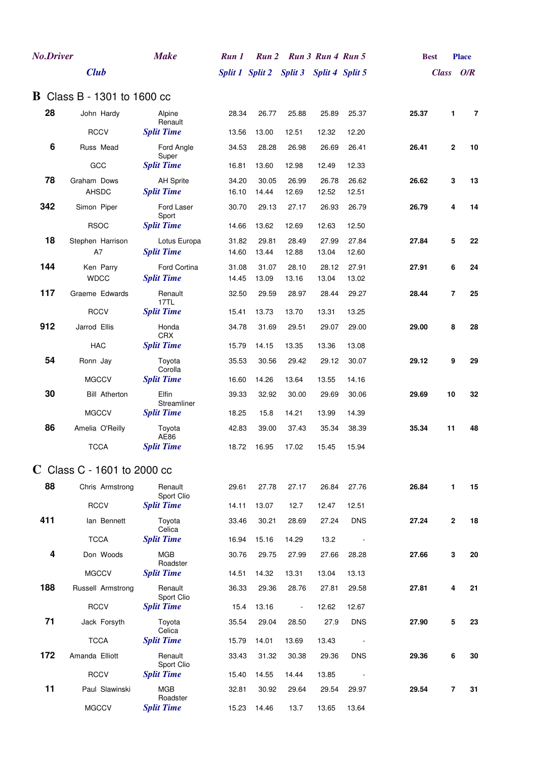| No. | Driver / Club | Make | Run 1 / Split 1 | Run 2 / Split 2 | Run 3 / Split 3 | Run 4 / Split 4 | Run 5 / Split 5 | Best | Place Class | Place O/R |
|---|---|---|---|---|---|---|---|---|---|---|

## B Class B - 1301 to 1600 cc

| No. | Driver / Club | Make | Run 1 / Split 1 | Run 2 / Split 2 | Run 3 / Split 3 | Run 4 / Split 4 | Run 5 / Split 5 | Best | Class | O/R |
|---|---|---|---|---|---|---|---|---|---|---|
| **28** | John Hardy | Alpine Renault | 28.34 | 26.77 | 25.88 | 25.89 | 25.37 | **25.37** | **1** | **7** |
| | RCCV | *Split Time* | 13.56 | 13.00 | 12.51 | 12.32 | 12.20 | | | |
| **6** | Russ Mead | Ford Angle Super | 34.53 | 28.28 | 26.98 | 26.69 | 26.41 | **26.41** | **2** | **10** |
| | GCC | *Split Time* | 16.81 | 13.60 | 12.98 | 12.49 | 12.33 | | | |
| **78** | Graham Dows | AH Sprite | 34.20 | 30.05 | 26.99 | 26.78 | 26.62 | **26.62** | **3** | **13** |
| | AHSDC | *Split Time* | 16.10 | 14.44 | 12.69 | 12.52 | 12.51 | | | |
| **342** | Simon Piper | Ford Laser Sport | 30.70 | 29.13 | 27.17 | 26.93 | 26.79 | **26.79** | **4** | **14** |
| | RSOC | *Split Time* | 14.66 | 13.62 | 12.69 | 12.63 | 12.50 | | | |
| **18** | Stephen Harrison | Lotus Europa | 31.82 | 29.81 | 28.49 | 27.99 | 27.84 | **27.84** | **5** | **22** |
| | A7 | *Split Time* | 14.60 | 13.44 | 12.88 | 13.04 | 12.60 | | | |
| **144** | Ken Parry | Ford Cortina | 31.08 | 31.07 | 28.10 | 28.12 | 27.91 | **27.91** | **6** | **24** |
| | WDCC | *Split Time* | 14.45 | 13.09 | 13.16 | 13.04 | 13.02 | | | |
| **117** | Graeme Edwards | Renault 17TL | 32.50 | 29.59 | 28.97 | 28.44 | 29.27 | **28.44** | **7** | **25** |
| | RCCV | *Split Time* | 15.41 | 13.73 | 13.70 | 13.31 | 13.25 | | | |
| **912** | Jarrod Ellis | Honda CRX | 34.78 | 31.69 | 29.51 | 29.07 | 29.00 | **29.00** | **8** | **28** |
| | HAC | *Split Time* | 15.79 | 14.15 | 13.35 | 13.36 | 13.08 | | | |
| **54** | Ronn Jay | Toyota Corolla | 35.53 | 30.56 | 29.42 | 29.12 | 30.07 | **29.12** | **9** | **29** |
| | MGCCV | *Split Time* | 16.60 | 14.26 | 13.64 | 13.55 | 14.16 | | | |
| **30** | Bill Atherton | Elfin Streamliner | 39.33 | 32.92 | 30.00 | 29.69 | 30.06 | **29.69** | **10** | **32** |
| | MGCCV | *Split Time* | 18.25 | 15.8 | 14.21 | 13.99 | 14.39 | | | |
| **86** | Amelia O'Reilly | Toyota AE86 | 42.83 | 39.00 | 37.43 | 35.34 | 38.39 | **35.34** | **11** | **48** |
| | TCCA | *Split Time* | 18.72 | 16.95 | 17.02 | 15.45 | 15.94 | | | |

## C Class C - 1601 to 2000 cc

| No. | Driver / Club | Make | Run 1 / Split 1 | Run 2 / Split 2 | Run 3 / Split 3 | Run 4 / Split 4 | Run 5 / Split 5 | Best | Class | O/R |
|---|---|---|---|---|---|---|---|---|---|---|
| **88** | Chris Armstrong | Renault Sport Clio | 29.61 | 27.78 | 27.17 | 26.84 | 27.76 | **26.84** | **1** | **15** |
| | RCCV | *Split Time* | 14.11 | 13.07 | 12.7 | 12.47 | 12.51 | | | |
| **411** | Ian Bennett | Toyota Celica | 33.46 | 30.21 | 28.69 | 27.24 | DNS | **27.24** | **2** | **18** |
| | TCCA | *Split Time* | 16.94 | 15.16 | 14.29 | 13.2 | - | | | |
| **4** | Don Woods | MGB Roadster | 30.76 | 29.75 | 27.99 | 27.66 | 28.28 | **27.66** | **3** | **20** |
| | MGCCV | *Split Time* | 14.51 | 14.32 | 13.31 | 13.04 | 13.13 | | | |
| **188** | Russell Armstrong | Renault Sport Clio | 36.33 | 29.36 | 28.76 | 27.81 | 29.58 | **27.81** | **4** | **21** |
| | RCCV | *Split Time* | 15.4 | 13.16 | - | 12.62 | 12.67 | | | |
| **71** | Jack Forsyth | Toyota Celica | 35.54 | 29.04 | 28.50 | 27.9 | DNS | **27.90** | **5** | **23** |
| | TCCA | *Split Time* | 15.79 | 14.01 | 13.69 | 13.43 | - | | | |
| **172** | Amanda Elliott | Renault Sport Clio | 33.43 | 31.32 | 30.38 | 29.36 | DNS | **29.36** | **6** | **30** |
| | RCCV | *Split Time* | 15.40 | 14.55 | 14.44 | 13.85 | - | | | |
| **11** | Paul Slawinski | MGB Roadster | 32.81 | 30.92 | 29.64 | 29.54 | 29.97 | **29.54** | **7** | **31** |
| | MGCCV | *Split Time* | 15.23 | 14.46 | 13.7 | 13.65 | 13.64 | | | |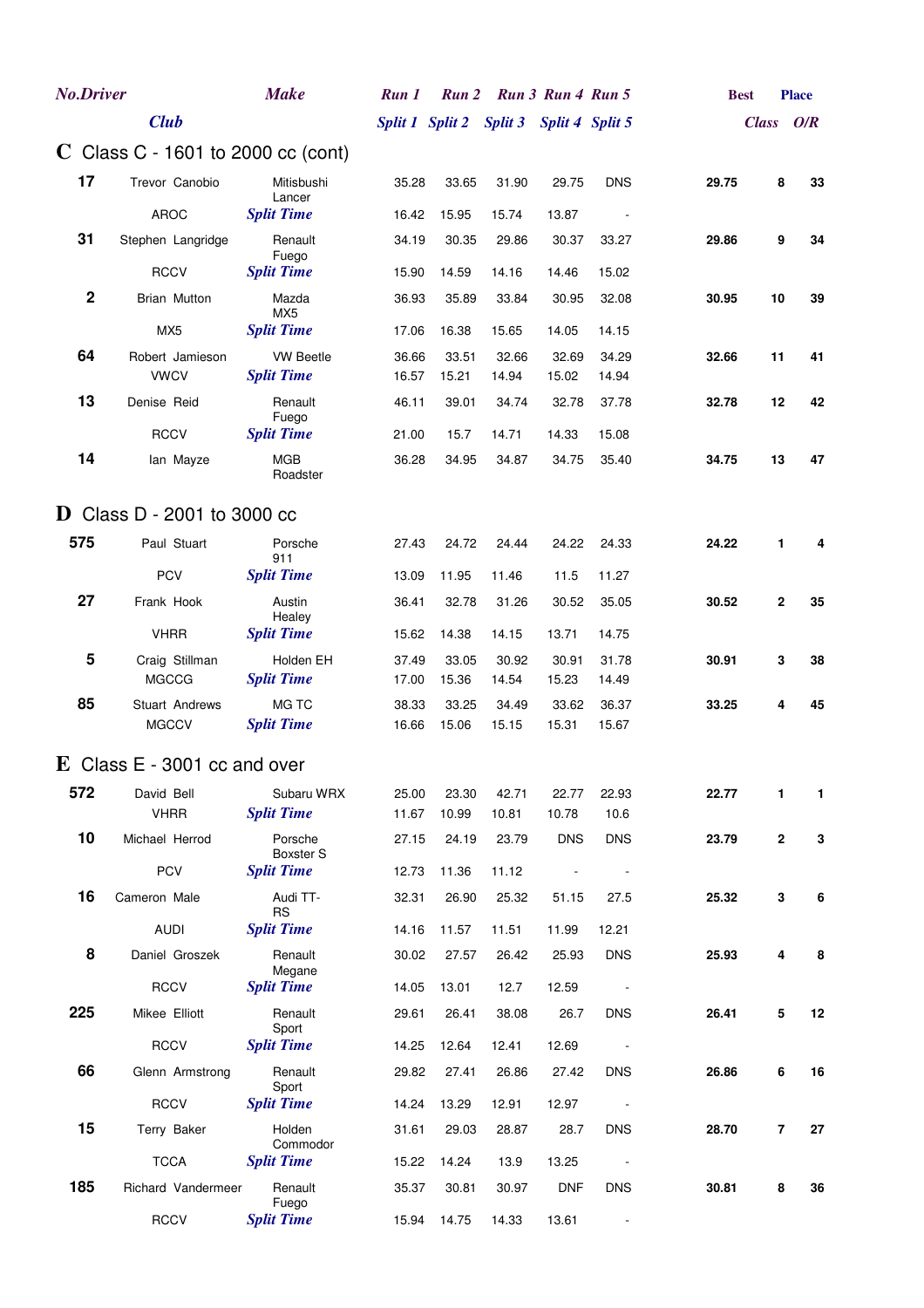| No. | Driver / Club | Make | Run 1 / Split 1 | Run 2 / Split 2 | Run 3 / Split 3 | Run 4 / Split 4 | Run 5 / Split 5 | Best | Place Class | Place O/R |
|---|---|---|---|---|---|---|---|---|---|---|

## C Class C - 1601 to 2000 cc (cont)

| No. | Driver / Club | Make | Run 1 / Split 1 | Run 2 / Split 2 | Run 3 / Split 3 | Run 4 / Split 4 | Run 5 / Split 5 | Best | Class | O/R |
|---|---|---|---|---|---|---|---|---|---|---|
| 17 | Trevor Canobio | Mitisbushi Lancer | 35.28 | 33.65 | 31.90 | 29.75 | DNS | 29.75 | 8 | 33 |
| | AROC | *Split Time* | 16.42 | 15.95 | 15.74 | 13.87 | - | | | |
| 31 | Stephen Langridge | Renault Fuego | 34.19 | 30.35 | 29.86 | 30.37 | 33.27 | 29.86 | 9 | 34 |
| | RCCV | *Split Time* | 15.90 | 14.59 | 14.16 | 14.46 | 15.02 | | | |
| 2 | Brian Mutton | Mazda MX5 | 36.93 | 35.89 | 33.84 | 30.95 | 32.08 | 30.95 | 10 | 39 |
| | MX5 | *Split Time* | 17.06 | 16.38 | 15.65 | 14.05 | 14.15 | | | |
| 64 | Robert Jamieson | VW Beetle | 36.66 | 33.51 | 32.66 | 32.69 | 34.29 | 32.66 | 11 | 41 |
| | VWCV | *Split Time* | 16.57 | 15.21 | 14.94 | 15.02 | 14.94 | | | |
| 13 | Denise Reid | Renault Fuego | 46.11 | 39.01 | 34.74 | 32.78 | 37.78 | 32.78 | 12 | 42 |
| | RCCV | *Split Time* | 21.00 | 15.7 | 14.71 | 14.33 | 15.08 | | | |
| 14 | Ian Mayze | MGB Roadster | 36.28 | 34.95 | 34.87 | 34.75 | 35.40 | 34.75 | 13 | 47 |

## D Class D - 2001 to 3000 cc

| No. | Driver / Club | Make | Run 1 / Split 1 | Run 2 / Split 2 | Run 3 / Split 3 | Run 4 / Split 4 | Run 5 / Split 5 | Best | Class | O/R |
|---|---|---|---|---|---|---|---|---|---|---|
| 575 | Paul Stuart | Porsche 911 | 27.43 | 24.72 | 24.44 | 24.22 | 24.33 | 24.22 | 1 | 4 |
| | PCV | *Split Time* | 13.09 | 11.95 | 11.46 | 11.5 | 11.27 | | | |
| 27 | Frank Hook | Austin Healey | 36.41 | 32.78 | 31.26 | 30.52 | 35.05 | 30.52 | 2 | 35 |
| | VHRR | *Split Time* | 15.62 | 14.38 | 14.15 | 13.71 | 14.75 | | | |
| 5 | Craig Stillman | Holden EH | 37.49 | 33.05 | 30.92 | 30.91 | 31.78 | 30.91 | 3 | 38 |
| | MGCCG | *Split Time* | 17.00 | 15.36 | 14.54 | 15.23 | 14.49 | | | |
| 85 | Stuart Andrews | MG TC | 38.33 | 33.25 | 34.49 | 33.62 | 36.37 | 33.25 | 4 | 45 |
| | MGCCV | *Split Time* | 16.66 | 15.06 | 15.15 | 15.31 | 15.67 | | | |

## E Class E - 3001 cc and over

| No. | Driver / Club | Make | Run 1 / Split 1 | Run 2 / Split 2 | Run 3 / Split 3 | Run 4 / Split 4 | Run 5 / Split 5 | Best | Class | O/R |
|---|---|---|---|---|---|---|---|---|---|---|
| 572 | David Bell | Subaru WRX | 25.00 | 23.30 | 42.71 | 22.77 | 22.93 | 22.77 | 1 | 1 |
| | VHRR | *Split Time* | 11.67 | 10.99 | 10.81 | 10.78 | 10.6 | | | |
| 10 | Michael Herrod | Porsche Boxster S | 27.15 | 24.19 | 23.79 | DNS | DNS | 23.79 | 2 | 3 |
| | PCV | *Split Time* | 12.73 | 11.36 | 11.12 | - | - | | | |
| 16 | Cameron Male | Audi TT-RS | 32.31 | 26.90 | 25.32 | 51.15 | 27.5 | 25.32 | 3 | 6 |
| | AUDI | *Split Time* | 14.16 | 11.57 | 11.51 | 11.99 | 12.21 | | | |
| 8 | Daniel Groszek | Renault Megane | 30.02 | 27.57 | 26.42 | 25.93 | DNS | 25.93 | 4 | 8 |
| | RCCV | *Split Time* | 14.05 | 13.01 | 12.7 | 12.59 | - | | | |
| 225 | Mikee Elliott | Renault Sport | 29.61 | 26.41 | 38.08 | 26.7 | DNS | 26.41 | 5 | 12 |
| | RCCV | *Split Time* | 14.25 | 12.64 | 12.41 | 12.69 | - | | | |
| 66 | Glenn Armstrong | Renault Sport | 29.82 | 27.41 | 26.86 | 27.42 | DNS | 26.86 | 6 | 16 |
| | RCCV | *Split Time* | 14.24 | 13.29 | 12.91 | 12.97 | - | | | |
| 15 | Terry Baker | Holden Commodor | 31.61 | 29.03 | 28.87 | 28.7 | DNS | 28.70 | 7 | 27 |
| | TCCA | *Split Time* | 15.22 | 14.24 | 13.9 | 13.25 | - | | | |
| 185 | Richard Vandermeer | Renault Fuego | 35.37 | 30.81 | 30.97 | DNF | DNS | 30.81 | 8 | 36 |
| | RCCV | *Split Time* | 15.94 | 14.75 | 14.33 | 13.61 | - | | | |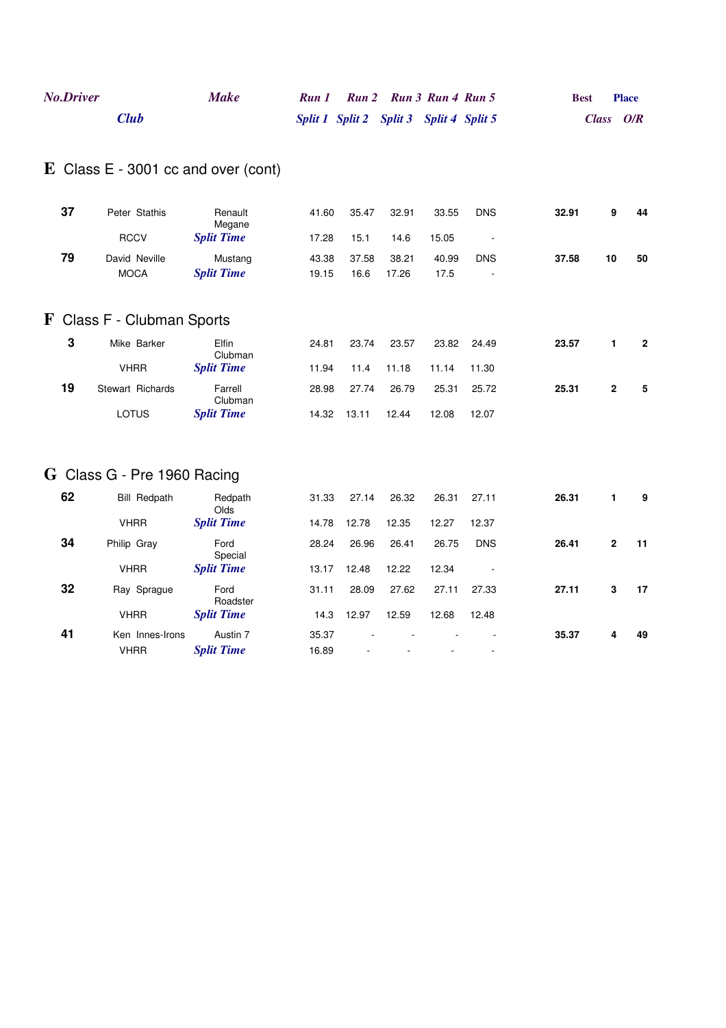| No. | Driver / Club | Make | Run 1 / Split 1 | Run 2 / Split 2 | Run 3 / Split 3 | Run 4 / Split 4 | Run 5 / Split 5 | Best | Place Class | Place O/R |
|---|---|---|---|---|---|---|---|---|---|---|

## E Class E - 3001 cc and over (cont)

| No. | Driver / Club | Make | Run 1 / Split 1 | Run 2 / Split 2 | Run 3 / Split 3 | Run 4 / Split 4 | Run 5 / Split 5 | Best | Class | O/R |
|---|---|---|---|---|---|---|---|---|---|---|
| **37** | Peter Stathis | Renault Megane | 41.60 | 35.47 | 32.91 | 33.55 | DNS | **32.91** | **9** | **44** |
| | RCCV | ***Split Time*** | 17.28 | 15.1 | 14.6 | 15.05 | - | | | |
| **79** | David Neville | Mustang | 43.38 | 37.58 | 38.21 | 40.99 | DNS | **37.58** | **10** | **50** |
| | MOCA | ***Split Time*** | 19.15 | 16.6 | 17.26 | 17.5 | - | | | |

## F Class F - Clubman Sports

| No. | Driver / Club | Make | Run 1 / Split 1 | Run 2 / Split 2 | Run 3 / Split 3 | Run 4 / Split 4 | Run 5 / Split 5 | Best | Class | O/R |
|---|---|---|---|---|---|---|---|---|---|---|
| **3** | Mike Barker | Elfin Clubman | 24.81 | 23.74 | 23.57 | 23.82 | 24.49 | **23.57** | **1** | **2** |
| | VHRR | ***Split Time*** | 11.94 | 11.4 | 11.18 | 11.14 | 11.30 | | | |
| **19** | Stewart Richards | Farrell Clubman | 28.98 | 27.74 | 26.79 | 25.31 | 25.72 | **25.31** | **2** | **5** |
| | LOTUS | ***Split Time*** | 14.32 | 13.11 | 12.44 | 12.08 | 12.07 | | | |

## G Class G - Pre 1960 Racing

| No. | Driver / Club | Make | Run 1 / Split 1 | Run 2 / Split 2 | Run 3 / Split 3 | Run 4 / Split 4 | Run 5 / Split 5 | Best | Class | O/R |
|---|---|---|---|---|---|---|---|---|---|---|
| **62** | Bill Redpath | Redpath Olds | 31.33 | 27.14 | 26.32 | 26.31 | 27.11 | **26.31** | **1** | **9** |
| | VHRR | ***Split Time*** | 14.78 | 12.78 | 12.35 | 12.27 | 12.37 | | | |
| **34** | Philip Gray | Ford Special | 28.24 | 26.96 | 26.41 | 26.75 | DNS | **26.41** | **2** | **11** |
| | VHRR | ***Split Time*** | 13.17 | 12.48 | 12.22 | 12.34 | - | | | |
| **32** | Ray Sprague | Ford Roadster | 31.11 | 28.09 | 27.62 | 27.11 | 27.33 | **27.11** | **3** | **17** |
| | VHRR | ***Split Time*** | 14.3 | 12.97 | 12.59 | 12.68 | 12.48 | | | |
| **41** | Ken Innes-Irons | Austin 7 | 35.37 | - | - | - | - | **35.37** | **4** | **49** |
| | VHRR | ***Split Time*** | 16.89 | - | - | - | - | | | |